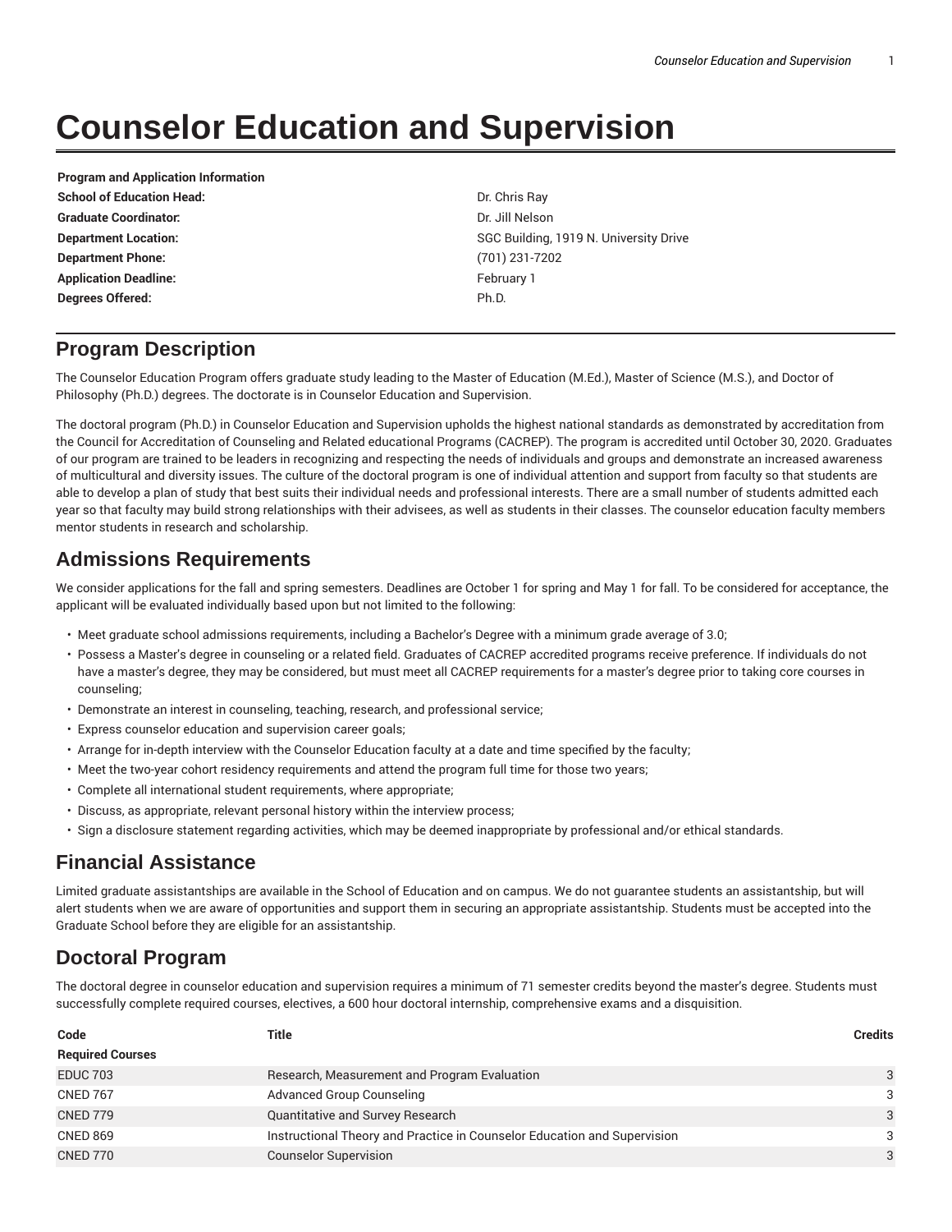# Counselor Education and Supervision

| Program and Application Information | |
|---|---|
| **School of Education Head:** | Dr. Chris Ray |
| **Graduate Coordinator:** | Dr. Jill Nelson |
| **Department Location:** | SGC Building, 1919 N. University Drive |
| **Department Phone:** | (701) 231-7202 |
| **Application Deadline:** | February 1 |
| **Degrees Offered:** | Ph.D. |

## Program Description

The Counselor Education Program offers graduate study leading to the Master of Education (M.Ed.), Master of Science (M.S.), and Doctor of Philosophy (Ph.D.) degrees. The doctorate is in Counselor Education and Supervision.

The doctoral program (Ph.D.) in Counselor Education and Supervision upholds the highest national standards as demonstrated by accreditation from the Council for Accreditation of Counseling and Related educational Programs (CACREP). The program is accredited until October 30, 2020. Graduates of our program are trained to be leaders in recognizing and respecting the needs of individuals and groups and demonstrate an increased awareness of multicultural and diversity issues. The culture of the doctoral program is one of individual attention and support from faculty so that students are able to develop a plan of study that best suits their individual needs and professional interests. There are a small number of students admitted each year so that faculty may build strong relationships with their advisees, as well as students in their classes. The counselor education faculty members mentor students in research and scholarship.

## Admissions Requirements

We consider applications for the fall and spring semesters. Deadlines are October 1 for spring and May 1 for fall. To be considered for acceptance, the applicant will be evaluated individually based upon but not limited to the following:

- Meet graduate school admissions requirements, including a Bachelor's Degree with a minimum grade average of 3.0;
- Possess a Master's degree in counseling or a related field. Graduates of CACREP accredited programs receive preference. If individuals do not have a master's degree, they may be considered, but must meet all CACREP requirements for a master's degree prior to taking core courses in counseling;
- Demonstrate an interest in counseling, teaching, research, and professional service;
- Express counselor education and supervision career goals;
- Arrange for in-depth interview with the Counselor Education faculty at a date and time specified by the faculty;
- Meet the two-year cohort residency requirements and attend the program full time for those two years;
- Complete all international student requirements, where appropriate;
- Discuss, as appropriate, relevant personal history within the interview process;
- Sign a disclosure statement regarding activities, which may be deemed inappropriate by professional and/or ethical standards.

## Financial Assistance

Limited graduate assistantships are available in the School of Education and on campus. We do not guarantee students an assistantship, but will alert students when we are aware of opportunities and support them in securing an appropriate assistantship. Students must be accepted into the Graduate School before they are eligible for an assistantship.

## Doctoral Program

The doctoral degree in counselor education and supervision requires a minimum of 71 semester credits beyond the master's degree. Students must successfully complete required courses, electives, a 600 hour doctoral internship, comprehensive exams and a disquisition.

| Code | Title | Credits |
|---|---|---|
| **Required Courses** | | |
| EDUC 703 | Research, Measurement and Program Evaluation | 3 |
| CNED 767 | Advanced Group Counseling | 3 |
| CNED 779 | Quantitative and Survey Research | 3 |
| CNED 869 | Instructional Theory and Practice in Counselor Education and Supervision | 3 |
| CNED 770 | Counselor Supervision | 3 |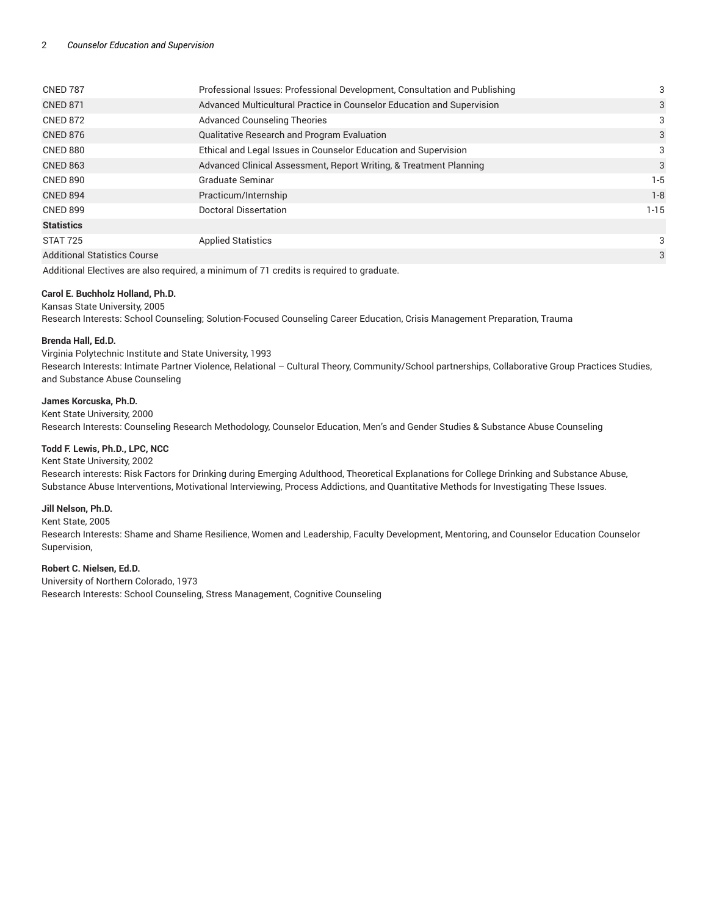| | | |
|---|---|---|
| CNED 787 | Professional Issues: Professional Development, Consultation and Publishing | 3 |
| CNED 871 | Advanced Multicultural Practice in Counselor Education and Supervision | 3 |
| CNED 872 | Advanced Counseling Theories | 3 |
| CNED 876 | Qualitative Research and Program Evaluation | 3 |
| CNED 880 | Ethical and Legal Issues in Counselor Education and Supervision | 3 |
| CNED 863 | Advanced Clinical Assessment, Report Writing, & Treatment Planning | 3 |
| CNED 890 | Graduate Seminar | 1-5 |
| CNED 894 | Practicum/Internship | 1-8 |
| CNED 899 | Doctoral Dissertation | 1-15 |
| **Statistics** | | |
| STAT 725 | Applied Statistics | 3 |
| Additional Statistics Course | | 3 |

Additional Electives are also required, a minimum of 71 credits is required to graduate.

**Carol E. Buchholz Holland, Ph.D.**
Kansas State University, 2005
Research Interests: School Counseling; Solution-Focused Counseling Career Education, Crisis Management Preparation, Trauma

**Brenda Hall, Ed.D.**
Virginia Polytechnic Institute and State University, 1993
Research Interests: Intimate Partner Violence, Relational – Cultural Theory, Community/School partnerships, Collaborative Group Practices Studies, and Substance Abuse Counseling

**James Korcuska, Ph.D.**
Kent State University, 2000
Research Interests: Counseling Research Methodology, Counselor Education, Men's and Gender Studies & Substance Abuse Counseling

**Todd F. Lewis, Ph.D., LPC, NCC**
Kent State University, 2002
Research interests: Risk Factors for Drinking during Emerging Adulthood, Theoretical Explanations for College Drinking and Substance Abuse, Substance Abuse Interventions, Motivational Interviewing, Process Addictions, and Quantitative Methods for Investigating These Issues.

**Jill Nelson, Ph.D.**
Kent State, 2005
Research Interests: Shame and Shame Resilience, Women and Leadership, Faculty Development, Mentoring, and Counselor Education Counselor Supervision,

**Robert C. Nielsen, Ed.D.**
University of Northern Colorado, 1973
Research Interests: School Counseling, Stress Management, Cognitive Counseling